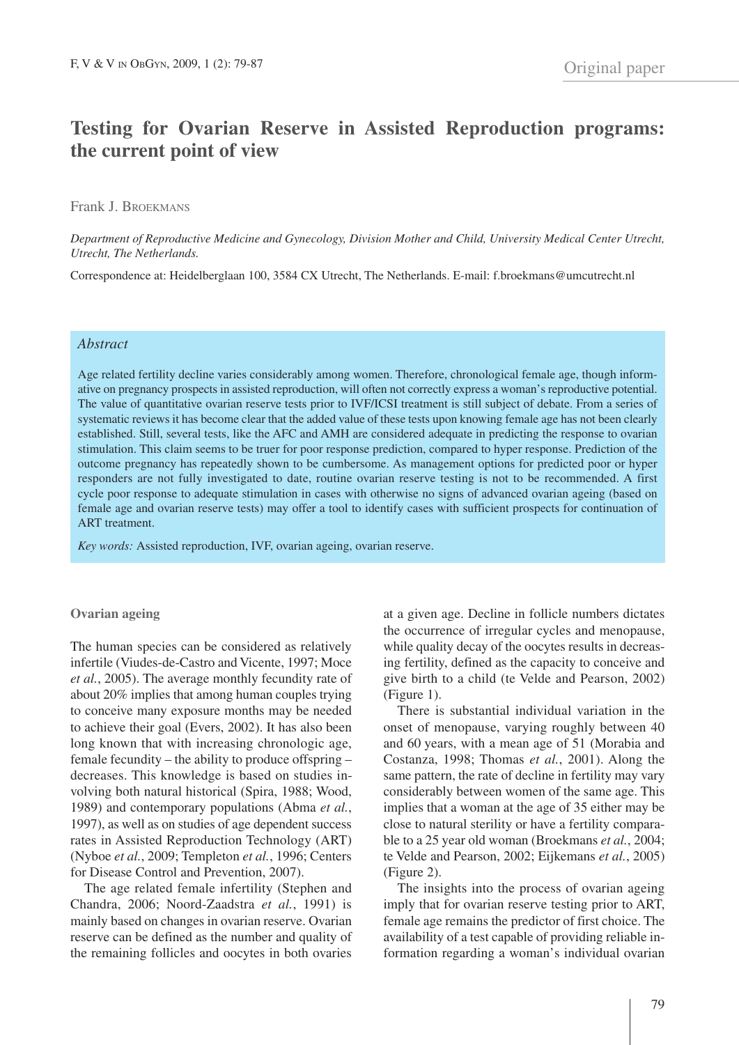Original paper

# Testing for Ovarian Reserve in Assisted Reproduction programs: the current point of view

Frank J. Broekmans

*Department of Reproductive Medicine and Gynecology, Division Mother and Child, University Medical Center Utrecht, Utrecht, The Netherlands.*

Correspondence at: Heidelberglaan 100, 3584 CX Utrecht, The Netherlands. E-mail: f.broekmans@umcutrecht.nl

## *Abstract*

Age related fertility decline varies considerably among women. Therefore, chronological female age, though informative on pregnancy prospects in assisted reproduction, will often not correctly express a woman's reproductive potential. The value of quantitative ovarian reserve tests prior to IVF/ICSI treatment is still subject of debate. From a series of systematic reviews it has become clear that the added value of these tests upon knowing female age has not been clearly established. Still, several tests, like the AFC and AMH are considered adequate in predicting the response to ovarian stimulation. This claim seems to be truer for poor response prediction, compared to hyper response. Prediction of the outcome pregnancy has repeatedly shown to be cumbersome. As management options for predicted poor or hyper responders are not fully investigated to date, routine ovarian reserve testing is not to be recommended. A first cycle poor response to adequate stimulation in cases with otherwise no signs of advanced ovarian ageing (based on female age and ovarian reserve tests) may offer a tool to identify cases with sufficient prospects for continuation of ART treatment.

*Key words:* Assisted reproduction, IVF, ovarian ageing, ovarian reserve.

## Ovarian ageing

The human species can be considered as relatively infertile (Viudes-de-Castro and Vicente, 1997; Moce *et al.*, 2005). The average monthly fecundity rate of about 20% implies that among human couples trying to conceive many exposure months may be needed to achieve their goal (Evers, 2002). It has also been long known that with increasing chronologic age, female fecundity – the ability to produce offspring – decreases. This knowledge is based on studies involving both natural historical (Spira, 1988; Wood, 1989) and contemporary populations (Abma *et al.*, 1997), as well as on studies of age dependent success rates in Assisted Reproduction Technology (ART) (Nyboe *et al.*, 2009; Templeton *et al.*, 1996; Centers for Disease Control and Prevention, 2007).

The age related female infertility (Stephen and Chandra, 2006; Noord-Zaadstra *et al.*, 1991) is mainly based on changes in ovarian reserve. Ovarian reserve can be defined as the number and quality of the remaining follicles and oocytes in both ovaries at a given age. Decline in follicle numbers dictates the occurrence of irregular cycles and menopause, while quality decay of the oocytes results in decreasing fertility, defined as the capacity to conceive and give birth to a child (te Velde and Pearson, 2002) (Figure 1).

There is substantial individual variation in the onset of menopause, varying roughly between 40 and 60 years, with a mean age of 51 (Morabia and Costanza, 1998; Thomas *et al.*, 2001). Along the same pattern, the rate of decline in fertility may vary considerably between women of the same age. This implies that a woman at the age of 35 either may be close to natural sterility or have a fertility comparable to a 25 year old woman (Broekmans *et al.*, 2004; te Velde and Pearson, 2002; Eijkemans *et al.*, 2005) (Figure 2).

The insights into the process of ovarian ageing imply that for ovarian reserve testing prior to ART, female age remains the predictor of first choice. The availability of a test capable of providing reliable information regarding a woman's individual ovarian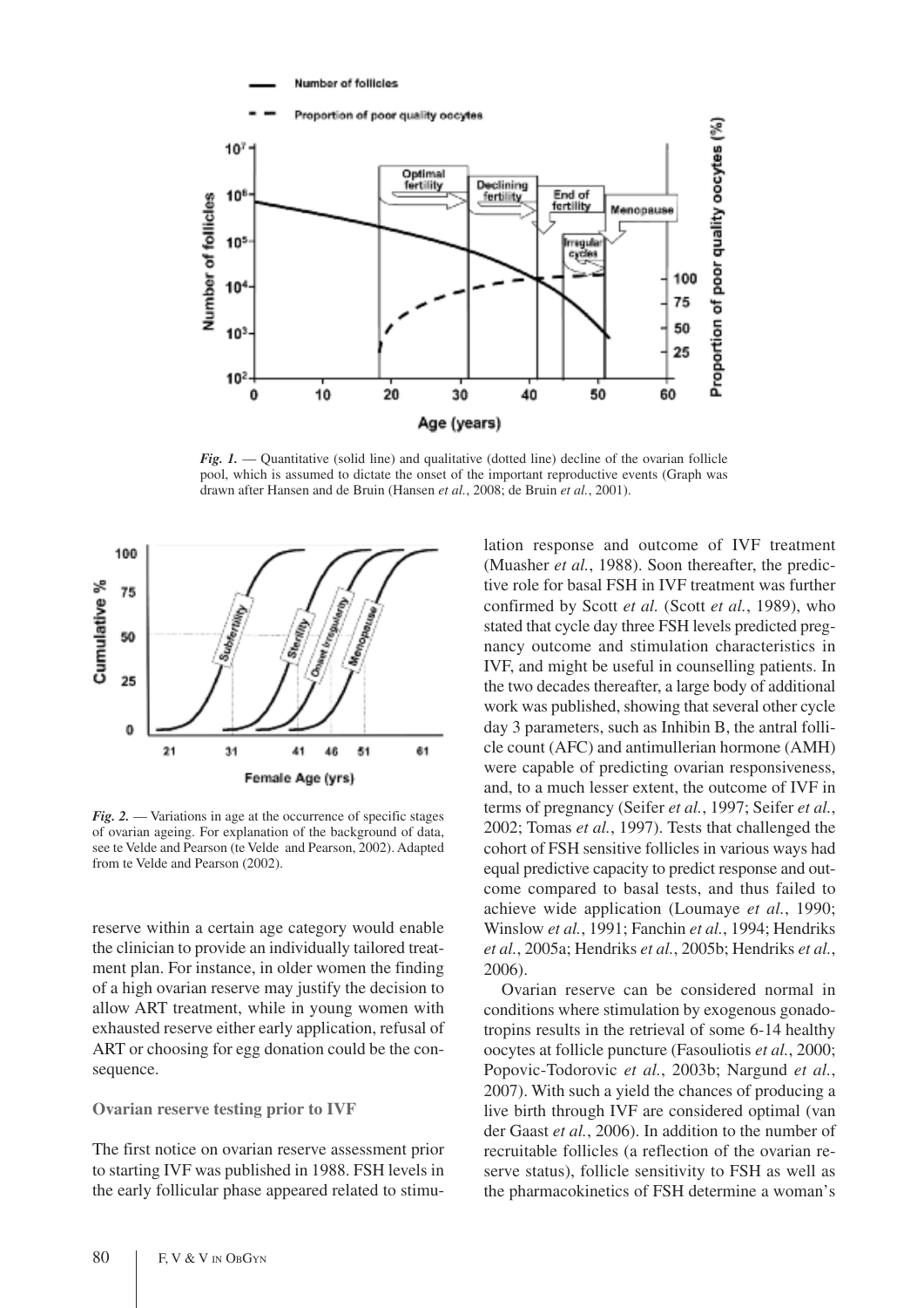*Fig. 1.* — Quantitative (solid line) and qualitative (dotted line) decline of the ovarian follicle pool, which is assumed to dictate the onset of the important reproductive events (Graph was drawn after Hansen and de Bruin (Hansen *et al.*, 2008; de Bruin *et al.*, 2001).

*Fig. 2.* — Variations in age at the occurrence of specific stages of ovarian ageing. For explanation of the background of data, see te Velde and Pearson (te Velde and Pearson, 2002). Adapted from te Velde and Pearson (2002).

reserve within a certain age category would enable the clinician to provide an individually tailored treatment plan. For instance, in older women the finding of a high ovarian reserve may justify the decision to allow ART treatment, while in young women with exhausted reserve either early application, refusal of ART or choosing for egg donation could be the consequence.

**Ovarian reserve testing prior to IVF**

The first notice on ovarian reserve assessment prior to starting IVF was published in 1988. FSH levels in the early follicular phase appeared related to stimulation response and outcome of IVF treatment (Muasher *et al.*, 1988). Soon thereafter, the predictive role for basal FSH in IVF treatment was further confirmed by Scott *et al.* (Scott *et al.*, 1989), who stated that cycle day three FSH levels predicted pregnancy outcome and stimulation characteristics in IVF, and might be useful in counselling patients. In the two decades thereafter, a large body of additional work was published, showing that several other cycle day 3 parameters, such as Inhibin B, the antral follicle count (AFC) and antimullerian hormone (AMH) were capable of predicting ovarian responsiveness, and, to a much lesser extent, the outcome of IVF in terms of pregnancy (Seifer *et al.*, 1997; Seifer *et al.*, 2002; Tomas *et al.*, 1997). Tests that challenged the cohort of FSH sensitive follicles in various ways had equal predictive capacity to predict response and outcome compared to basal tests, and thus failed to achieve wide application (Loumaye *et al.*, 1990; Winslow *et al.*, 1991; Fanchin *et al.*, 1994; Hendriks *et al.*, 2005a; Hendriks *et al.*, 2005b; Hendriks *et al.*, 2006).

Ovarian reserve can be considered normal in conditions where stimulation by exogenous gonadotropins results in the retrieval of some 6-14 healthy oocytes at follicle puncture (Fasouliotis *et al.*, 2000; Popovic-Todorovic *et al.*, 2003b; Nargund *et al.*, 2007). With such a yield the chances of producing a live birth through IVF are considered optimal (van der Gaast *et al.*, 2006). In addition to the number of recruitable follicles (a reflection of the ovarian reserve status), follicle sensitivity to FSH as well as the pharmacokinetics of FSH determine a woman's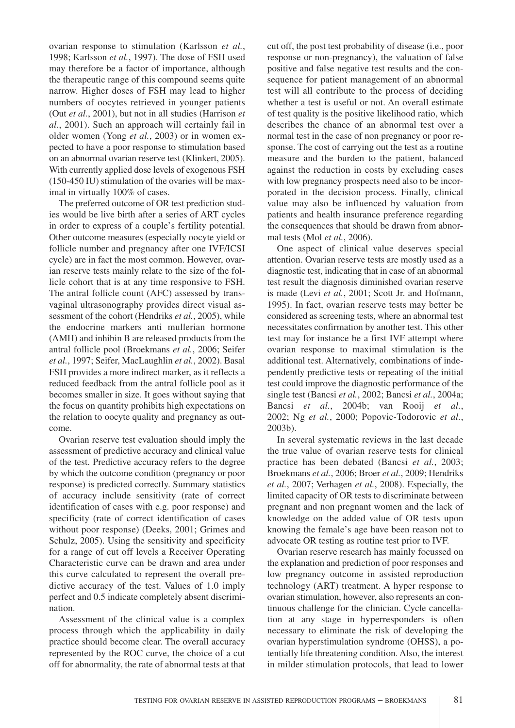ovarian response to stimulation (Karlsson *et al.*, 1998; Karlsson *et al.*, 1997). The dose of FSH used may therefore be a factor of importance, although the therapeutic range of this compound seems quite narrow. Higher doses of FSH may lead to higher numbers of oocytes retrieved in younger patients (Out *et al.*, 2001), but not in all studies (Harrison *et al.*, 2001). Such an approach will certainly fail in older women (Yong *et al.*, 2003) or in women expected to have a poor response to stimulation based on an abnormal ovarian reserve test (Klinkert, 2005). With currently applied dose levels of exogenous FSH (150-450 IU) stimulation of the ovaries will be maximal in virtually 100% of cases.

The preferred outcome of OR test prediction studies would be live birth after a series of ART cycles in order to express of a couple's fertility potential. Other outcome measures (especially oocyte yield or follicle number and pregnancy after one IVF/ICSI cycle) are in fact the most common. However, ovarian reserve tests mainly relate to the size of the follicle cohort that is at any time responsive to FSH. The antral follicle count (AFC) assessed by transvaginal ultrasonography provides direct visual assessment of the cohort (Hendriks *et al.*, 2005), while the endocrine markers anti mullerian hormone (AMH) and inhibin B are released products from the antral follicle pool (Broekmans *et al.*, 2006; Seifer *et al.*, 1997; Seifer, MacLaughlin *et al.*, 2002). Basal FSH provides a more indirect marker, as it reflects a reduced feedback from the antral follicle pool as it becomes smaller in size. It goes without saying that the focus on quantity prohibits high expectations on the relation to oocyte quality and pregnancy as outcome.

Ovarian reserve test evaluation should imply the assessment of predictive accuracy and clinical value of the test. Predictive accuracy refers to the degree by which the outcome condition (pregnancy or poor response) is predicted correctly. Summary statistics of accuracy include sensitivity (rate of correct identification of cases with e.g. poor response) and specificity (rate of correct identification of cases without poor response) (Deeks, 2001; Grimes and Schulz, 2005). Using the sensitivity and specificity for a range of cut off levels a Receiver Operating Characteristic curve can be drawn and area under this curve calculated to represent the overall predictive accuracy of the test. Values of 1.0 imply perfect and 0.5 indicate completely absent discrimination.

Assessment of the clinical value is a complex process through which the applicability in daily practice should become clear. The overall accuracy represented by the ROC curve, the choice of a cut off for abnormality, the rate of abnormal tests at that cut off, the post test probability of disease (i.e., poor response or non-pregnancy), the valuation of false positive and false negative test results and the consequence for patient management of an abnormal test will all contribute to the process of deciding whether a test is useful or not. An overall estimate of test quality is the positive likelihood ratio, which describes the chance of an abnormal test over a normal test in the case of non pregnancy or poor response. The cost of carrying out the test as a routine measure and the burden to the patient, balanced against the reduction in costs by excluding cases with low pregnancy prospects need also to be incorporated in the decision process. Finally, clinical value may also be influenced by valuation from patients and health insurance preference regarding the consequences that should be drawn from abnormal tests (Mol *et al.*, 2006).

One aspect of clinical value deserves special attention. Ovarian reserve tests are mostly used as a diagnostic test, indicating that in case of an abnormal test result the diagnosis diminished ovarian reserve is made (Levi *et al.*, 2001; Scott Jr. and Hofmann, 1995). In fact, ovarian reserve tests may better be considered as screening tests, where an abnormal test necessitates confirmation by another test. This other test may for instance be a first IVF attempt where ovarian response to maximal stimulation is the additional test. Alternatively, combinations of independently predictive tests or repeating of the initial test could improve the diagnostic performance of the single test (Bancsi *et al.*, 2002; Bancsi *et al.*, 2004a; Bancsi *et al.*, 2004b; van Rooij *et al.*, 2002; Ng *et al.*, 2000; Popovic-Todorovic *et al.*, 2003b).

In several systematic reviews in the last decade the true value of ovarian reserve tests for clinical practice has been debated (Bancsi *et al.*, 2003; Broekmans *et al.*, 2006; Broer *et al.*, 2009; Hendriks *et al.*, 2007; Verhagen *et al.*, 2008). Especially, the limited capacity of OR tests to discriminate between pregnant and non pregnant women and the lack of knowledge on the added value of OR tests upon knowing the female's age have been reason not to advocate OR testing as routine test prior to IVF.

Ovarian reserve research has mainly focussed on the explanation and prediction of poor responses and low pregnancy outcome in assisted reproduction technology (ART) treatment. A hyper response to ovarian stimulation, however, also represents an continuous challenge for the clinician. Cycle cancellation at any stage in hyperresponders is often necessary to eliminate the risk of developing the ovarian hyperstimulation syndrome (OHSS), a potentially life threatening condition. Also, the interest in milder stimulation protocols, that lead to lower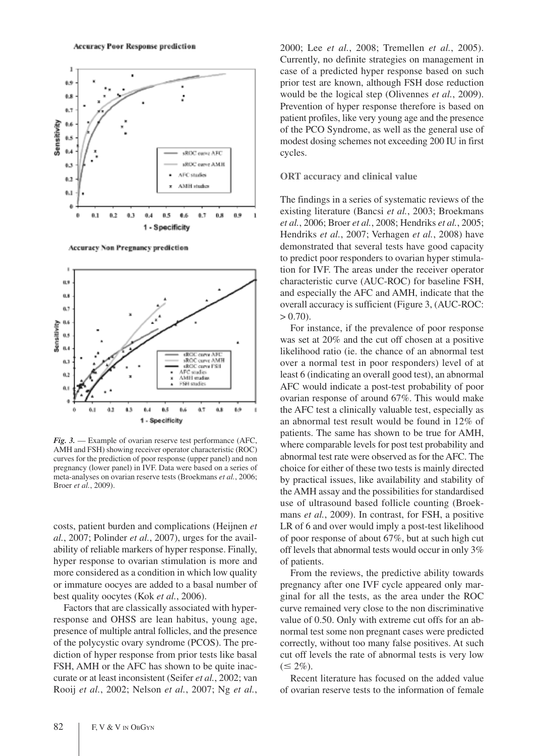*Fig. 3.* — Example of ovarian reserve test performance (AFC, AMH and FSH) showing receiver operator characteristic (ROC) curves for the prediction of poor response (upper panel) and non pregnancy (lower panel) in IVF. Data were based on a series of meta-analyses on ovarian reserve tests (Broekmans *et al.*, 2006; Broer *et al.*, 2009).

costs, patient burden and complications (Heijnen *et al.*, 2007; Polinder *et al.*, 2007), urges for the availability of reliable markers of hyper response. Finally, hyper response to ovarian stimulation is more and more considered as a condition in which low quality or immature oocyes are added to a basal number of best quality oocytes (Kok *et al.*, 2006).

Factors that are classically associated with hyper-response and OHSS are lean habitus, young age, presence of multiple antral follicles, and the presence of the polycystic ovary syndrome (PCOS). The prediction of hyper response from prior tests like basal FSH, AMH or the AFC has shown to be quite inaccurate or at least inconsistent (Seifer *et al.*, 2002; van Rooij *et al.*, 2002; Nelson *et al.*, 2007; Ng *et al.*, 2000; Lee *et al.*, 2008; Tremellen *et al.*, 2005). Currently, no definite strategies on management in case of a predicted hyper response based on such prior test are known, although FSH dose reduction would be the logical step (Olivennes *et al.*, 2009). Prevention of hyper response therefore is based on patient profiles, like very young age and the presence of the PCO Syndrome, as well as the general use of modest dosing schemes not exceeding 200 IU in first cycles.

**ORT accuracy and clinical value**

The findings in a series of systematic reviews of the existing literature (Bancsi *et al.*, 2003; Broekmans *et al.*, 2006; Broer *et al.*, 2008; Hendriks *et al.*, 2005; Hendriks *et al.*, 2007; Verhagen *et al.*, 2008) have demonstrated that several tests have good capacity to predict poor responders to ovarian hyper stimulation for IVF. The areas under the receiver operator characteristic curve (AUC-ROC) for baseline FSH, and especially the AFC and AMH, indicate that the overall accuracy is sufficient (Figure 3, (AUC-ROC: > 0.70).

For instance, if the prevalence of poor response was set at 20% and the cut off chosen at a positive likelihood ratio (ie. the chance of an abnormal test over a normal test in poor responders) level of at least 6 (indicating an overall good test), an abnormal AFC would indicate a post-test probability of poor ovarian response of around 67%. This would make the AFC test a clinically valuable test, especially as an abnormal test result would be found in 12% of patients. The same has shown to be true for AMH, where comparable levels for post test probability and abnormal test rate were observed as for the AFC. The choice for either of these two tests is mainly directed by practical issues, like availability and stability of the AMH assay and the possibilities for standardised use of ultrasound based follicle counting (Broekmans *et al.*, 2009). In contrast, for FSH, a positive LR of 6 and over would imply a post-test likelihood of poor response of about 67%, but at such high cut off levels that abnormal tests would occur in only 3% of patients.

From the reviews, the predictive ability towards pregnancy after one IVF cycle appeared only marginal for all the tests, as the area under the ROC curve remained very close to the non discriminative value of 0.50. Only with extreme cut offs for an abnormal test some non pregnant cases were predicted correctly, without too many false positives. At such cut off levels the rate of abnormal tests is very low (≤ 2%).

Recent literature has focused on the added value of ovarian reserve tests to the information of female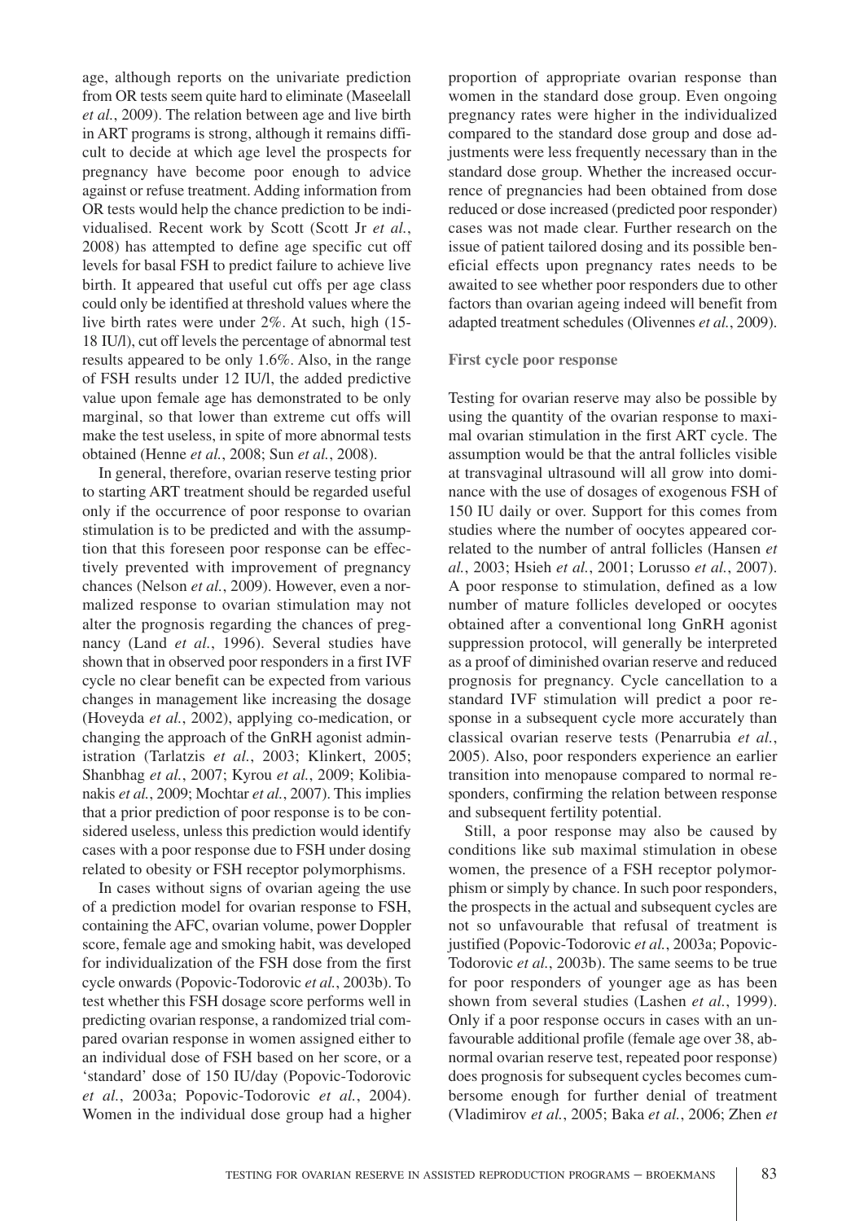age, although reports on the univariate prediction from OR tests seem quite hard to eliminate (Maseelall *et al.*, 2009). The relation between age and live birth in ART programs is strong, although it remains difficult to decide at which age level the prospects for pregnancy have become poor enough to advice against or refuse treatment. Adding information from OR tests would help the chance prediction to be individualised. Recent work by Scott (Scott Jr *et al.*, 2008) has attempted to define age specific cut off levels for basal FSH to predict failure to achieve live birth. It appeared that useful cut offs per age class could only be identified at threshold values where the live birth rates were under 2%. At such, high (15-18 IU/l), cut off levels the percentage of abnormal test results appeared to be only 1.6%. Also, in the range of FSH results under 12 IU/l, the added predictive value upon female age has demonstrated to be only marginal, so that lower than extreme cut offs will make the test useless, in spite of more abnormal tests obtained (Henne *et al.*, 2008; Sun *et al.*, 2008).

In general, therefore, ovarian reserve testing prior to starting ART treatment should be regarded useful only if the occurrence of poor response to ovarian stimulation is to be predicted and with the assumption that this foreseen poor response can be effectively prevented with improvement of pregnancy chances (Nelson *et al.*, 2009). However, even a normalized response to ovarian stimulation may not alter the prognosis regarding the chances of pregnancy (Land *et al.*, 1996). Several studies have shown that in observed poor responders in a first IVF cycle no clear benefit can be expected from various changes in management like increasing the dosage (Hoveyda *et al.*, 2002), applying co-medication, or changing the approach of the GnRH agonist administration (Tarlatzis *et al.*, 2003; Klinkert, 2005; Shanbhag *et al.*, 2007; Kyrou *et al.*, 2009; Kolibianakis *et al.*, 2009; Mochtar *et al.*, 2007). This implies that a prior prediction of poor response is to be considered useless, unless this prediction would identify cases with a poor response due to FSH under dosing related to obesity or FSH receptor polymorphisms.

In cases without signs of ovarian ageing the use of a prediction model for ovarian response to FSH, containing the AFC, ovarian volume, power Doppler score, female age and smoking habit, was developed for individualization of the FSH dose from the first cycle onwards (Popovic-Todorovic *et al.*, 2003b). To test whether this FSH dosage score performs well in predicting ovarian response, a randomized trial compared ovarian response in women assigned either to an individual dose of FSH based on her score, or a 'standard' dose of 150 IU/day (Popovic-Todorovic *et al.*, 2003a; Popovic-Todorovic *et al.*, 2004). Women in the individual dose group had a higher proportion of appropriate ovarian response than women in the standard dose group. Even ongoing pregnancy rates were higher in the individualized compared to the standard dose group and dose adjustments were less frequently necessary than in the standard dose group. Whether the increased occurrence of pregnancies had been obtained from dose reduced or dose increased (predicted poor responder) cases was not made clear. Further research on the issue of patient tailored dosing and its possible beneficial effects upon pregnancy rates needs to be awaited to see whether poor responders due to other factors than ovarian ageing indeed will benefit from adapted treatment schedules (Olivennes *et al.*, 2009).

### First cycle poor response

Testing for ovarian reserve may also be possible by using the quantity of the ovarian response to maximal ovarian stimulation in the first ART cycle. The assumption would be that the antral follicles visible at transvaginal ultrasound will all grow into dominance with the use of dosages of exogenous FSH of 150 IU daily or over. Support for this comes from studies where the number of oocytes appeared correlated to the number of antral follicles (Hansen *et al.*, 2003; Hsieh *et al.*, 2001; Lorusso *et al.*, 2007). A poor response to stimulation, defined as a low number of mature follicles developed or oocytes obtained after a conventional long GnRH agonist suppression protocol, will generally be interpreted as a proof of diminished ovarian reserve and reduced prognosis for pregnancy. Cycle cancellation to a standard IVF stimulation will predict a poor response in a subsequent cycle more accurately than classical ovarian reserve tests (Penarrubia *et al.*, 2005). Also, poor responders experience an earlier transition into menopause compared to normal responders, confirming the relation between response and subsequent fertility potential.

Still, a poor response may also be caused by conditions like sub maximal stimulation in obese women, the presence of a FSH receptor polymorphism or simply by chance. In such poor responders, the prospects in the actual and subsequent cycles are not so unfavourable that refusal of treatment is justified (Popovic-Todorovic *et al.*, 2003a; Popovic-Todorovic *et al.*, 2003b). The same seems to be true for poor responders of younger age as has been shown from several studies (Lashen *et al.*, 1999). Only if a poor response occurs in cases with an unfavourable additional profile (female age over 38, abnormal ovarian reserve test, repeated poor response) does prognosis for subsequent cycles becomes cumbersome enough for further denial of treatment (Vladimirov *et al.*, 2005; Baka *et al.*, 2006; Zhen *et*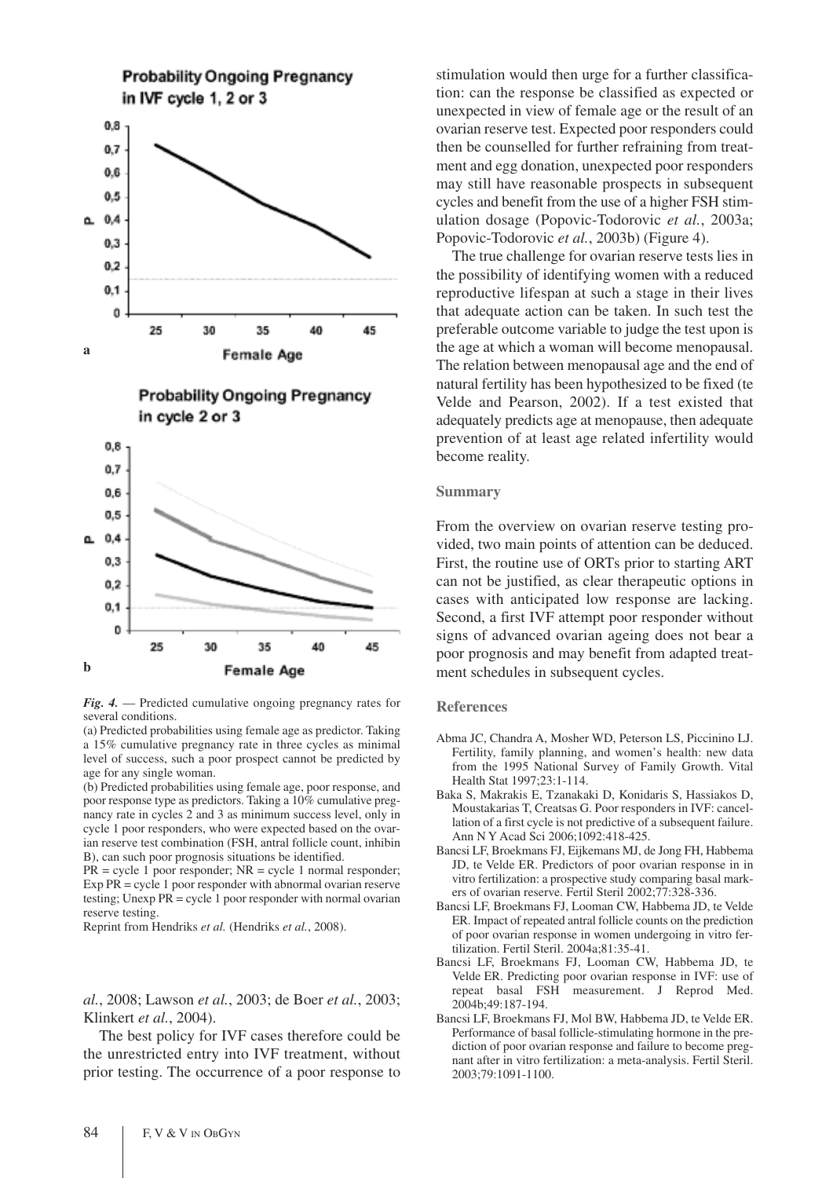Fig. 4. — Predicted cumulative ongoing pregnancy rates for several conditions.

(a) Predicted probabilities using female age as predictor. Taking a 15% cumulative pregnancy rate in three cycles as minimal level of success, such a poor prospect cannot be predicted by age for any single woman.

(b) Predicted probabilities using female age, poor response, and poor response type as predictors. Taking a 10% cumulative pregnancy rate in cycles 2 and 3 as minimum success level, only in cycle 1 poor responders, who were expected based on the ovarian reserve test combination (FSH, antral follicle count, inhibin B), can such poor prognosis situations be identified.

PR = cycle 1 poor responder; NR = cycle 1 normal responder; Exp PR = cycle 1 poor responder with abnormal ovarian reserve testing; Unexp PR = cycle 1 poor responder with normal ovarian reserve testing.

Reprint from Hendriks *et al.* (Hendriks *et al.*, 2008).

*al.*, 2008; Lawson *et al.*, 2003; de Boer *et al.*, 2003; Klinkert *et al.*, 2004).

The best policy for IVF cases therefore could be the unrestricted entry into IVF treatment, without prior testing. The occurrence of a poor response to stimulation would then urge for a further classification: can the response be classified as expected or unexpected in view of female age or the result of an ovarian reserve test. Expected poor responders could then be counselled for further refraining from treatment and egg donation, unexpected poor responders may still have reasonable prospects in subsequent cycles and benefit from the use of a higher FSH stimulation dosage (Popovic-Todorovic *et al.*, 2003a; Popovic-Todorovic *et al.*, 2003b) (Figure 4).

The true challenge for ovarian reserve tests lies in the possibility of identifying women with a reduced reproductive lifespan at such a stage in their lives that adequate action can be taken. In such test the preferable outcome variable to judge the test upon is the age at which a woman will become menopausal. The relation between menopausal age and the end of natural fertility has been hypothesized to be fixed (te Velde and Pearson, 2002). If a test existed that adequately predicts age at menopause, then adequate prevention of at least age related infertility would become reality.

## Summary

From the overview on ovarian reserve testing provided, two main points of attention can be deduced. First, the routine use of ORTs prior to starting ART can not be justified, as clear therapeutic options in cases with anticipated low response are lacking. Second, a first IVF attempt poor responder without signs of advanced ovarian ageing does not bear a poor prognosis and may benefit from adapted treatment schedules in subsequent cycles.

## References

Abma JC, Chandra A, Mosher WD, Peterson LS, Piccinino LJ. Fertility, family planning, and women's health: new data from the 1995 National Survey of Family Growth. Vital Health Stat 1997;23:1-114.

Baka S, Makrakis E, Tzanakaki D, Konidaris S, Hassiakos D, Moustakarias T, Creatsas G. Poor responders in IVF: cancellation of a first cycle is not predictive of a subsequent failure. Ann N Y Acad Sci 2006;1092:418-425.

Bancsi LF, Broekmans FJ, Eijkemans MJ, de Jong FH, Habbema JD, te Velde ER. Predictors of poor ovarian response in in vitro fertilization: a prospective study comparing basal markers of ovarian reserve. Fertil Steril 2002;77:328-336.

Bancsi LF, Broekmans FJ, Looman CW, Habbema JD, te Velde ER. Impact of repeated antral follicle counts on the prediction of poor ovarian response in women undergoing in vitro fertilization. Fertil Steril. 2004a;81:35-41.

Bancsi LF, Broekmans FJ, Looman CW, Habbema JD, te Velde ER. Predicting poor ovarian response in IVF: use of repeat basal FSH measurement. J Reprod Med. 2004b;49:187-194.

Bancsi LF, Broekmans FJ, Mol BW, Habbema JD, te Velde ER. Performance of basal follicle-stimulating hormone in the prediction of poor ovarian response and failure to become pregnant after in vitro fertilization: a meta-analysis. Fertil Steril. 2003;79:1091-1100.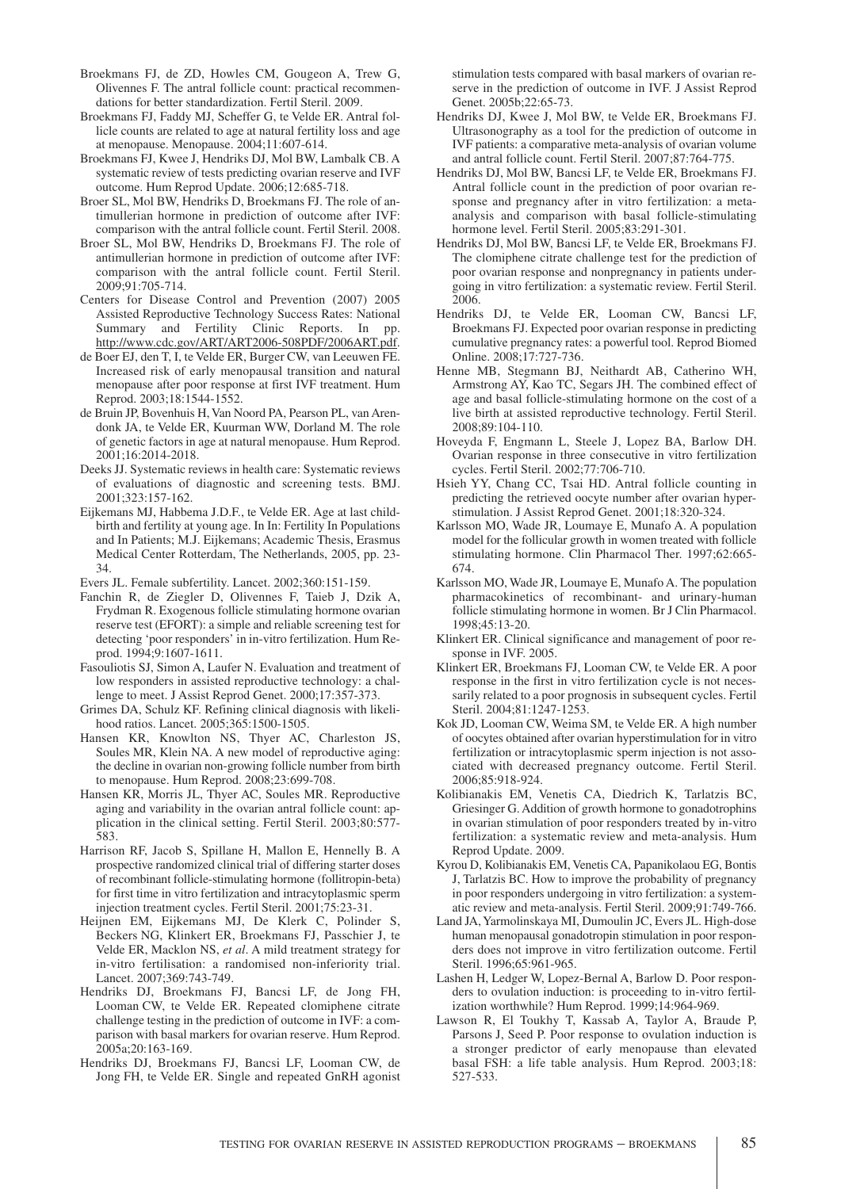Broekmans FJ, de ZD, Howles CM, Gougeon A, Trew G, Olivennes F. The antral follicle count: practical recommendations for better standardization. Fertil Steril. 2009.

Broekmans FJ, Faddy MJ, Scheffer G, te Velde ER. Antral follicle counts are related to age at natural fertility loss and age at menopause. Menopause. 2004;11:607-614.

Broekmans FJ, Kwee J, Hendriks DJ, Mol BW, Lambalk CB. A systematic review of tests predicting ovarian reserve and IVF outcome. Hum Reprod Update. 2006;12:685-718.

Broer SL, Mol BW, Hendriks D, Broekmans FJ. The role of antimullerian hormone in prediction of outcome after IVF: comparison with the antral follicle count. Fertil Steril. 2008.

Broer SL, Mol BW, Hendriks D, Broekmans FJ. The role of antimullerian hormone in prediction of outcome after IVF: comparison with the antral follicle count. Fertil Steril. 2009;91:705-714.

Centers for Disease Control and Prevention (2007) 2005 Assisted Reproductive Technology Success Rates: National Summary and Fertility Clinic Reports. In pp. http://www.cdc.gov/ART/ART2006-508PDF/2006ART.pdf.

de Boer EJ, den T, I, te Velde ER, Burger CW, van Leeuwen FE. Increased risk of early menopausal transition and natural menopause after poor response at first IVF treatment. Hum Reprod. 2003;18:1544-1552.

de Bruin JP, Bovenhuis H, Van Noord PA, Pearson PL, van Arendonk JA, te Velde ER, Kuurman WW, Dorland M. The role of genetic factors in age at natural menopause. Hum Reprod. 2001;16:2014-2018.

Deeks JJ. Systematic reviews in health care: Systematic reviews of evaluations of diagnostic and screening tests. BMJ. 2001;323:157-162.

Eijkemans MJ, Habbema J.D.F., te Velde ER. Age at last childbirth and fertility at young age. In In: Fertility In Populations and In Patients; M.J. Eijkemans; Academic Thesis, Erasmus Medical Center Rotterdam, The Netherlands, 2005, pp. 23-34.

Evers JL. Female subfertility. Lancet. 2002;360:151-159.

Fanchin R, de Ziegler D, Olivennes F, Taieb J, Dzik A, Frydman R. Exogenous follicle stimulating hormone ovarian reserve test (EFORT): a simple and reliable screening test for detecting 'poor responders' in in-vitro fertilization. Hum Reprod. 1994;9:1607-1611.

Fasouliotis SJ, Simon A, Laufer N. Evaluation and treatment of low responders in assisted reproductive technology: a challenge to meet. J Assist Reprod Genet. 2000;17:357-373.

Grimes DA, Schulz KF. Refining clinical diagnosis with likelihood ratios. Lancet. 2005;365:1500-1505.

Hansen KR, Knowlton NS, Thyer AC, Charleston JS, Soules MR, Klein NA. A new model of reproductive aging: the decline in ovarian non-growing follicle number from birth to menopause. Hum Reprod. 2008;23:699-708.

Hansen KR, Morris JL, Thyer AC, Soules MR. Reproductive aging and variability in the ovarian antral follicle count: application in the clinical setting. Fertil Steril. 2003;80:577-583.

Harrison RF, Jacob S, Spillane H, Mallon E, Hennelly B. A prospective randomized clinical trial of differing starter doses of recombinant follicle-stimulating hormone (follitropin-beta) for first time in vitro fertilization and intracytoplasmic sperm injection treatment cycles. Fertil Steril. 2001;75:23-31.

Heijnen EM, Eijkemans MJ, De Klerk C, Polinder S, Beckers NG, Klinkert ER, Broekmans FJ, Passchier J, te Velde ER, Macklon NS, *et al*. A mild treatment strategy for in-vitro fertilisation: a randomised non-inferiority trial. Lancet. 2007;369:743-749.

Hendriks DJ, Broekmans FJ, Bancsi LF, de Jong FH, Looman CW, te Velde ER. Repeated clomiphene citrate challenge testing in the prediction of outcome in IVF: a comparison with basal markers for ovarian reserve. Hum Reprod. 2005a;20:163-169.

Hendriks DJ, Broekmans FJ, Bancsi LF, Looman CW, de Jong FH, te Velde ER. Single and repeated GnRH agonist stimulation tests compared with basal markers of ovarian reserve in the prediction of outcome in IVF. J Assist Reprod Genet. 2005b;22:65-73.

Hendriks DJ, Kwee J, Mol BW, te Velde ER, Broekmans FJ. Ultrasonography as a tool for the prediction of outcome in IVF patients: a comparative meta-analysis of ovarian volume and antral follicle count. Fertil Steril. 2007;87:764-775.

Hendriks DJ, Mol BW, Bancsi LF, te Velde ER, Broekmans FJ. Antral follicle count in the prediction of poor ovarian response and pregnancy after in vitro fertilization: a meta-analysis and comparison with basal follicle-stimulating hormone level. Fertil Steril. 2005;83:291-301.

Hendriks DJ, Mol BW, Bancsi LF, te Velde ER, Broekmans FJ. The clomiphene citrate challenge test for the prediction of poor ovarian response and nonpregnancy in patients undergoing in vitro fertilization: a systematic review. Fertil Steril. 2006.

Hendriks DJ, te Velde ER, Looman CW, Bancsi LF, Broekmans FJ. Expected poor ovarian response in predicting cumulative pregnancy rates: a powerful tool. Reprod Biomed Online. 2008;17:727-736.

Henne MB, Stegmann BJ, Neithardt AB, Catherino WH, Armstrong AY, Kao TC, Segars JH. The combined effect of age and basal follicle-stimulating hormone on the cost of a live birth at assisted reproductive technology. Fertil Steril. 2008;89:104-110.

Hoveyda F, Engmann L, Steele J, Lopez BA, Barlow DH. Ovarian response in three consecutive in vitro fertilization cycles. Fertil Steril. 2002;77:706-710.

Hsieh YY, Chang CC, Tsai HD. Antral follicle counting in predicting the retrieved oocyte number after ovarian hyperstimulation. J Assist Reprod Genet. 2001;18:320-324.

Karlsson MO, Wade JR, Loumaye E, Munafo A. A population model for the follicular growth in women treated with follicle stimulating hormone. Clin Pharmacol Ther. 1997;62:665-674.

Karlsson MO, Wade JR, Loumaye E, Munafo A. The population pharmacokinetics of recombinant- and urinary-human follicle stimulating hormone in women. Br J Clin Pharmacol. 1998;45:13-20.

Klinkert ER. Clinical significance and management of poor response in IVF. 2005.

Klinkert ER, Broekmans FJ, Looman CW, te Velde ER. A poor response in the first in vitro fertilization cycle is not necessarily related to a poor prognosis in subsequent cycles. Fertil Steril. 2004;81:1247-1253.

Kok JD, Looman CW, Weima SM, te Velde ER. A high number of oocytes obtained after ovarian hyperstimulation for in vitro fertilization or intracytoplasmic sperm injection is not associated with decreased pregnancy outcome. Fertil Steril. 2006;85:918-924.

Kolibianakis EM, Venetis CA, Diedrich K, Tarlatzis BC, Griesinger G. Addition of growth hormone to gonadotrophins in ovarian stimulation of poor responders treated by in-vitro fertilization: a systematic review and meta-analysis. Hum Reprod Update. 2009.

Kyrou D, Kolibianakis EM, Venetis CA, Papanikolaou EG, Bontis J, Tarlatzis BC. How to improve the probability of pregnancy in poor responders undergoing in vitro fertilization: a systematic review and meta-analysis. Fertil Steril. 2009;91:749-766.

Land JA, Yarmolinskaya MI, Dumoulin JC, Evers JL. High-dose human menopausal gonadotropin stimulation in poor responders does not improve in vitro fertilization outcome. Fertil Steril. 1996;65:961-965.

Lashen H, Ledger W, Lopez-Bernal A, Barlow D. Poor responders to ovulation induction: is proceeding to in-vitro fertilization worthwhile? Hum Reprod. 1999;14:964-969.

Lawson R, El Toukhy T, Kassab A, Taylor A, Braude P, Parsons J, Seed P. Poor response to ovulation induction is a stronger predictor of early menopause than elevated basal FSH: a life table analysis. Hum Reprod. 2003;18: 527-533.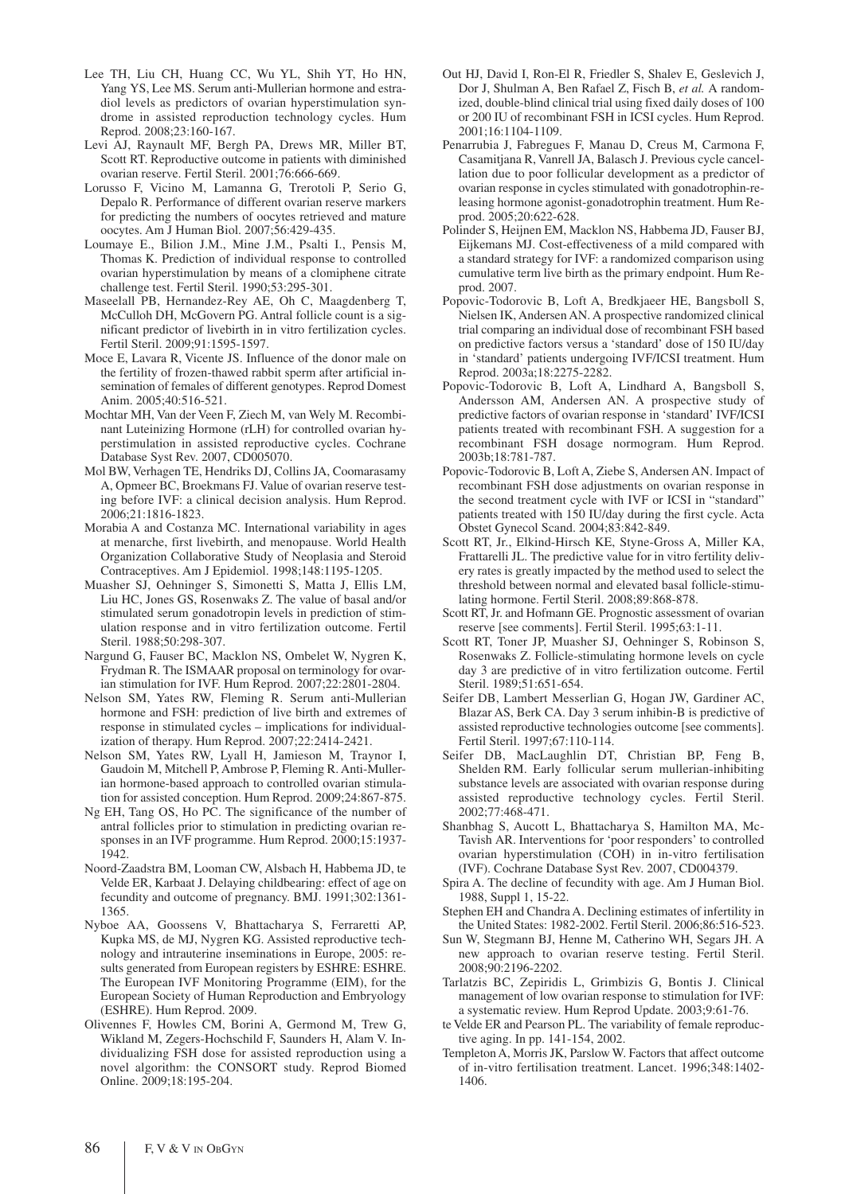Lee TH, Liu CH, Huang CC, Wu YL, Shih YT, Ho HN, Yang YS, Lee MS. Serum anti-Mullerian hormone and estradiol levels as predictors of ovarian hyperstimulation syndrome in assisted reproduction technology cycles. Hum Reprod. 2008;23:160-167.

Levi AJ, Raynault MF, Bergh PA, Drews MR, Miller BT, Scott RT. Reproductive outcome in patients with diminished ovarian reserve. Fertil Steril. 2001;76:666-669.

Lorusso F, Vicino M, Lamanna G, Trerotoli P, Serio G, Depalo R. Performance of different ovarian reserve markers for predicting the numbers of oocytes retrieved and mature oocytes. Am J Human Biol. 2007;56:429-435.

Loumaye E., Bilion J.M., Mine J.M., Psalti I., Pensis M, Thomas K. Prediction of individual response to controlled ovarian hyperstimulation by means of a clomiphene citrate challenge test. Fertil Steril. 1990;53:295-301.

Maseelall PB, Hernandez-Rey AE, Oh C, Maagdenberg T, McCulloh DH, McGovern PG. Antral follicle count is a significant predictor of livebirth in in vitro fertilization cycles. Fertil Steril. 2009;91:1595-1597.

Moce E, Lavara R, Vicente JS. Influence of the donor male on the fertility of frozen-thawed rabbit sperm after artificial insemination of females of different genotypes. Reprod Domest Anim. 2005;40:516-521.

Mochtar MH, Van der Veen F, Ziech M, van Wely M. Recombinant Luteinizing Hormone (rLH) for controlled ovarian hyperstimulation in assisted reproductive cycles. Cochrane Database Syst Rev. 2007, CD005070.

Mol BW, Verhagen TE, Hendriks DJ, Collins JA, Coomarasamy A, Opmeer BC, Broekmans FJ. Value of ovarian reserve testing before IVF: a clinical decision analysis. Hum Reprod. 2006;21:1816-1823.

Morabia A and Costanza MC. International variability in ages at menarche, first livebirth, and menopause. World Health Organization Collaborative Study of Neoplasia and Steroid Contraceptives. Am J Epidemiol. 1998;148:1195-1205.

Muasher SJ, Oehninger S, Simonetti S, Matta J, Ellis LM, Liu HC, Jones GS, Rosenwaks Z. The value of basal and/or stimulated serum gonadotropin levels in prediction of stimulation response and in vitro fertilization outcome. Fertil Steril. 1988;50:298-307.

Nargund G, Fauser BC, Macklon NS, Ombelet W, Nygren K, Frydman R. The ISMAAR proposal on terminology for ovarian stimulation for IVF. Hum Reprod. 2007;22:2801-2804.

Nelson SM, Yates RW, Fleming R. Serum anti-Mullerian hormone and FSH: prediction of live birth and extremes of response in stimulated cycles – implications for individualization of therapy. Hum Reprod. 2007;22:2414-2421.

Nelson SM, Yates RW, Lyall H, Jamieson M, Traynor I, Gaudoin M, Mitchell P, Ambrose P, Fleming R. Anti-Mullerian hormone-based approach to controlled ovarian stimulation for assisted conception. Hum Reprod. 2009;24:867-875.

Ng EH, Tang OS, Ho PC. The significance of the number of antral follicles prior to stimulation in predicting ovarian responses in an IVF programme. Hum Reprod. 2000;15:1937-1942.

Noord-Zaadstra BM, Looman CW, Alsbach H, Habbema JD, te Velde ER, Karbaat J. Delaying childbearing: effect of age on fecundity and outcome of pregnancy. BMJ. 1991;302:1361-1365.

Nyboe AA, Goossens V, Bhattacharya S, Ferraretti AP, Kupka MS, de MJ, Nygren KG. Assisted reproductive technology and intrauterine inseminations in Europe, 2005: results generated from European registers by ESHRE: ESHRE. The European IVF Monitoring Programme (EIM), for the European Society of Human Reproduction and Embryology (ESHRE). Hum Reprod. 2009.

Olivennes F, Howles CM, Borini A, Germond M, Trew G, Wikland M, Zegers-Hochschild F, Saunders H, Alam V. Individualizing FSH dose for assisted reproduction using a novel algorithm: the CONSORT study. Reprod Biomed Online. 2009;18:195-204.

Out HJ, David I, Ron-El R, Friedler S, Shalev E, Geslevich J, Dor J, Shulman A, Ben Rafael Z, Fisch B, *et al.* A randomized, double-blind clinical trial using fixed daily doses of 100 or 200 IU of recombinant FSH in ICSI cycles. Hum Reprod. 2001;16:1104-1109.

Penarrubia J, Fabregues F, Manau D, Creus M, Carmona F, Casamitjana R, Vanrell JA, Balasch J. Previous cycle cancellation due to poor follicular development as a predictor of ovarian response in cycles stimulated with gonadotrophin-releasing hormone agonist-gonadotrophin treatment. Hum Reprod. 2005;20:622-628.

Polinder S, Heijnen EM, Macklon NS, Habbema JD, Fauser BJ, Eijkemans MJ. Cost-effectiveness of a mild compared with a standard strategy for IVF: a randomized comparison using cumulative term live birth as the primary endpoint. Hum Reprod. 2007.

Popovic-Todorovic B, Loft A, Bredkjaeer HE, Bangsboll S, Nielsen IK, Andersen AN. A prospective randomized clinical trial comparing an individual dose of recombinant FSH based on predictive factors versus a 'standard' dose of 150 IU/day in 'standard' patients undergoing IVF/ICSI treatment. Hum Reprod. 2003a;18:2275-2282.

Popovic-Todorovic B, Loft A, Lindhard A, Bangsboll S, Andersson AM, Andersen AN. A prospective study of predictive factors of ovarian response in 'standard' IVF/ICSI patients treated with recombinant FSH. A suggestion for a recombinant FSH dosage normogram. Hum Reprod. 2003b;18:781-787.

Popovic-Todorovic B, Loft A, Ziebe S, Andersen AN. Impact of recombinant FSH dose adjustments on ovarian response in the second treatment cycle with IVF or ICSI in "standard" patients treated with 150 IU/day during the first cycle. Acta Obstet Gynecol Scand. 2004;83:842-849.

Scott RT, Jr., Elkind-Hirsch KE, Styne-Gross A, Miller KA, Frattarelli JL. The predictive value for in vitro fertility delivery rates is greatly impacted by the method used to select the threshold between normal and elevated basal follicle-stimulating hormone. Fertil Steril. 2008;89:868-878.

Scott RT, Jr. and Hofmann GE. Prognostic assessment of ovarian reserve [see comments]. Fertil Steril. 1995;63:1-11.

Scott RT, Toner JP, Muasher SJ, Oehninger S, Robinson S, Rosenwaks Z. Follicle-stimulating hormone levels on cycle day 3 are predictive of in vitro fertilization outcome. Fertil Steril. 1989;51:651-654.

Seifer DB, Lambert Messerlian G, Hogan JW, Gardiner AC, Blazar AS, Berk CA. Day 3 serum inhibin-B is predictive of assisted reproductive technologies outcome [see comments]. Fertil Steril. 1997;67:110-114.

Seifer DB, MacLaughlin DT, Christian BP, Feng B, Shelden RM. Early follicular serum mullerian-inhibiting substance levels are associated with ovarian response during assisted reproductive technology cycles. Fertil Steril. 2002;77:468-471.

Shanbhag S, Aucott L, Bhattacharya S, Hamilton MA, McTavish AR. Interventions for 'poor responders' to controlled ovarian hyperstimulation (COH) in-vitro fertilisation (IVF). Cochrane Database Syst Rev. 2007, CD004379.

Spira A. The decline of fecundity with age. Am J Human Biol. 1988, Suppl 1, 15-22.

Stephen EH and Chandra A. Declining estimates of infertility in the United States: 1982-2002. Fertil Steril. 2006;86:516-523.

Sun W, Stegmann BJ, Henne M, Catherino WH, Segars JH. A new approach to ovarian reserve testing. Fertil Steril. 2008;90:2196-2202.

Tarlatzis BC, Zepiridis L, Grimbizis G, Bontis J. Clinical management of low ovarian response to stimulation for IVF: a systematic review. Hum Reprod Update. 2003;9:61-76.

te Velde ER and Pearson PL. The variability of female reproductive aging. In pp. 141-154, 2002.

Templeton A, Morris JK, Parslow W. Factors that affect outcome of in-vitro fertilisation treatment. Lancet. 1996;348:1402-1406.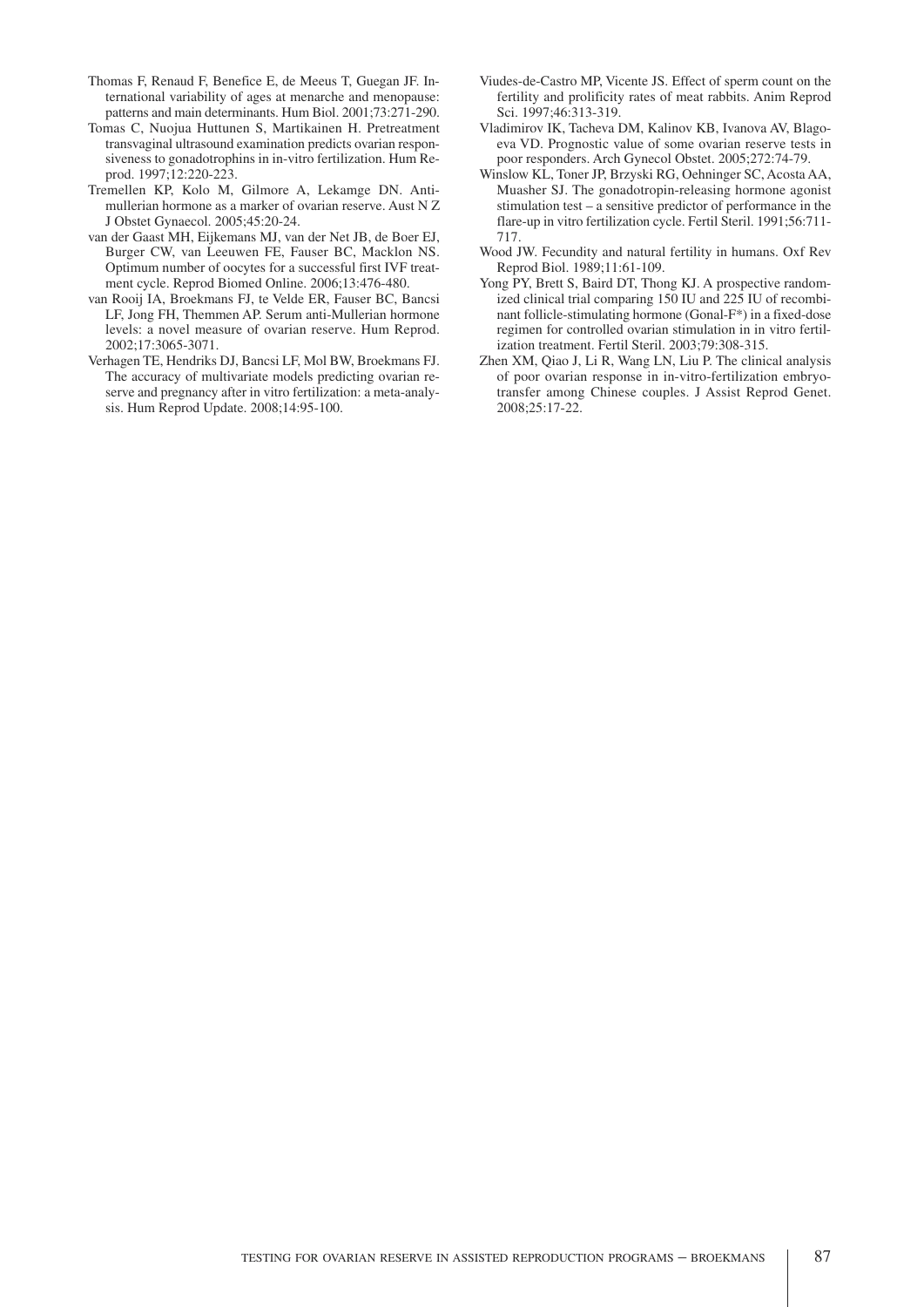Thomas F, Renaud F, Benefice E, de Meeus T, Guegan JF. International variability of ages at menarche and menopause: patterns and main determinants. Hum Biol. 2001;73:271-290.

Tomas C, Nuojua Huttunen S, Martikainen H. Pretreatment transvaginal ultrasound examination predicts ovarian responsiveness to gonadotrophins in in-vitro fertilization. Hum Reprod. 1997;12:220-223.

Tremellen KP, Kolo M, Gilmore A, Lekamge DN. Anti-mullerian hormone as a marker of ovarian reserve. Aust N Z J Obstet Gynaecol. 2005;45:20-24.

van der Gaast MH, Eijkemans MJ, van der Net JB, de Boer EJ, Burger CW, van Leeuwen FE, Fauser BC, Macklon NS. Optimum number of oocytes for a successful first IVF treatment cycle. Reprod Biomed Online. 2006;13:476-480.

van Rooij IA, Broekmans FJ, te Velde ER, Fauser BC, Bancsi LF, Jong FH, Themmen AP. Serum anti-Mullerian hormone levels: a novel measure of ovarian reserve. Hum Reprod. 2002;17:3065-3071.

Verhagen TE, Hendriks DJ, Bancsi LF, Mol BW, Broekmans FJ. The accuracy of multivariate models predicting ovarian reserve and pregnancy after in vitro fertilization: a meta-analysis. Hum Reprod Update. 2008;14:95-100.

Viudes-de-Castro MP, Vicente JS. Effect of sperm count on the fertility and prolificity rates of meat rabbits. Anim Reprod Sci. 1997;46:313-319.

Vladimirov IK, Tacheva DM, Kalinov KB, Ivanova AV, Blagoeva VD. Prognostic value of some ovarian reserve tests in poor responders. Arch Gynecol Obstet. 2005;272:74-79.

Winslow KL, Toner JP, Brzyski RG, Oehninger SC, Acosta AA, Muasher SJ. The gonadotropin-releasing hormone agonist stimulation test – a sensitive predictor of performance in the flare-up in vitro fertilization cycle. Fertil Steril. 1991;56:711-717.

Wood JW. Fecundity and natural fertility in humans. Oxf Rev Reprod Biol. 1989;11:61-109.

Yong PY, Brett S, Baird DT, Thong KJ. A prospective randomized clinical trial comparing 150 IU and 225 IU of recombinant follicle-stimulating hormone (Gonal-F*) in a fixed-dose regimen for controlled ovarian stimulation in in vitro fertilization treatment. Fertil Steril. 2003;79:308-315.

Zhen XM, Qiao J, Li R, Wang LN, Liu P. The clinical analysis of poor ovarian response in in-vitro-fertilization embryo-transfer among Chinese couples. J Assist Reprod Genet. 2008;25:17-22.